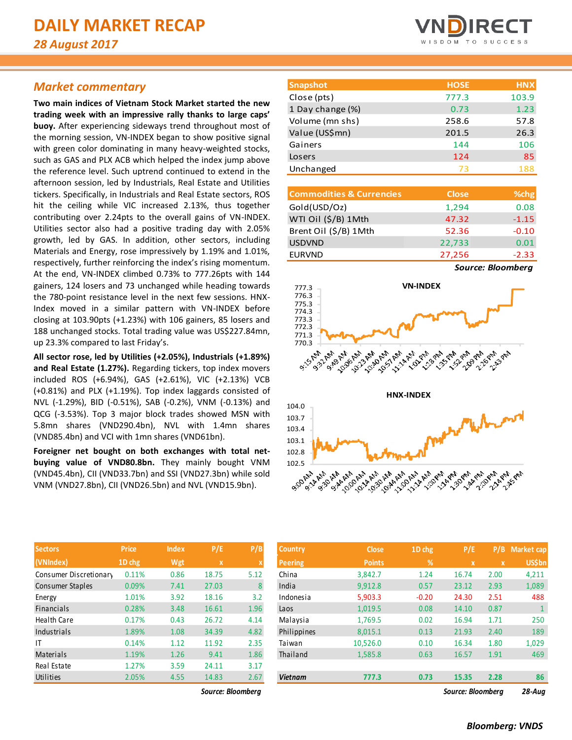# DAILY MARKET RECAP

*28 August 2017*

## Market commentary

**Two main indices of Vietnam Stock Market started the new trading week with an impressive rally thanks to large caps' buoy.** After experiencing sideways trend throughout most of the morning session, VN-INDEX began to show positive signal with green color dominating in many heavy-weighted stocks, such as GAS and PLX ACB which helped the index jump above the reference level. Such uptrend continued to extend in the afternoon session, led by Industrials, Real Estate and Utilities tickers. Specifically, in Industrials and Real Estate sectors, ROS hit the ceiling while VIC increased 2.13%, thus together contributing over 2.24pts to the overall gains of VN-INDEX. Utilities sector also had a positive trading day with 2.05% growth, led by GAS. In addition, other sectors, including Materials and Energy, rose impressively by 1.19% and 1.01%, respectively, further reinforcing the index's rising momentum. At the end, VN-INDEX climbed 0.73% to 777.26pts with 144 gainers, 124 losers and 73 unchanged while heading towards the 780-point resistance level in the next few sessions. HNX-Index moved in a similar pattern with VN-INDEX before closing at 103.90pts (+1.23%) with 106 gainers, 85 losers and 188 unchanged stocks. Total trading value was US$227.84mn, up 23.3% compared to last Friday's.

**All sector rose, led by Utilities (+2.05%), Industrials (+1.89%) and Real Estate (1.27%).** Regarding tickers, top index movers included ROS (+6.94%), GAS (+2.61%), VIC (+2.13%) VCB (+0.81%) and PLX (+1.19%). Top index laggards consisted of NVL (-1.29%), BID (-0.51%), SAB (-0.2%), VNM (-0.13%) and QCG (-3.53%). Top 3 major block trades showed MSN with 5.8mn shares (VND290.4bn), NVL with 1.4mn shares (VND85.4bn) and VCI with 1mn shares (VND61bn).

**Foreigner net bought on both exchanges with total net-buying value of VND80.8bn.** They mainly bought VNM (VND45.4bn), CII (VND33.7bn) and SSI (VND27.3bn) while sold VNM (VND27.8bn), CII (VND26.5bn) and NVL (VND15.9bn).

| Snapshot | HOSE | HNX |
|---|---|---|
| Close (pts) | 777.3 | 103.9 |
| 1 Day change (%) | 0.73 | 1.23 |
| Volume (mn shs) | 258.6 | 57.8 |
| Value (US$mn) | 201.5 | 26.3 |
| Gainers | 144 | 106 |
| Losers | 124 | 85 |
| Unchanged | 73 | 188 |

| Commodities & Currencies | Close | %chg |
|---|---|---|
| Gold(USD/Oz) | 1,294 | 0.08 |
| WTI Oil ($/B) 1Mth | 47.32 | -1.15 |
| Brent Oil ($/B) 1Mth | 52.36 | -0.10 |
| USDVND | 22,733 | 0.01 |
| EURVND | 27,256 | -2.33 |

*Source: Bloomberg*

| Sectors (VNIndex) | Price 1D chg | Index Wgt | P/E x | P/B x |
|---|---|---|---|---|
| Consumer Discretionary | 0.11% | 0.86 | 18.75 | 5.12 |
| Consumer Staples | 0.09% | 7.41 | 27.03 | 8 |
| Energy | 1.01% | 3.92 | 18.16 | 3.2 |
| Financials | 0.28% | 3.48 | 16.61 | 1.96 |
| Health Care | 0.17% | 0.43 | 26.72 | 4.14 |
| Industrials | 1.89% | 1.08 | 34.39 | 4.82 |
| IT | 0.14% | 1.12 | 11.92 | 2.35 |
| Materials | 1.19% | 1.26 | 9.41 | 1.86 |
| Real Estate | 1.27% | 3.59 | 24.11 | 3.17 |
| Utilities | 2.05% | 4.55 | 14.83 | 2.67 |

*Source: Bloomberg*

| Country Peering | Close Points | 1D chg % | P/E x | P/B x | Market cap US$bn |
|---|---|---|---|---|---|
| China | 3,842.7 | 1.24 | 16.74 | 2.00 | 4,211 |
| India | 9,912.8 | 0.57 | 23.12 | 2.93 | 1,089 |
| Indonesia | 5,903.3 | -0.20 | 24.30 | 2.51 | 488 |
| Laos | 1,019.5 | 0.08 | 14.10 | 0.87 | 1 |
| Malaysia | 1,769.5 | 0.02 | 16.94 | 1.71 | 250 |
| Philippines | 8,015.1 | 0.13 | 21.93 | 2.40 | 189 |
| Taiwan | 10,526.0 | 0.10 | 16.34 | 1.80 | 1,029 |
| Thailand | 1,585.8 | 0.63 | 16.57 | 1.91 | 469 |
| ***Vietnam*** | **777.3** | **0.73** | **15.35** | **2.28** | **86** |

*Source: Bloomberg* *28-Aug*

***Bloomberg: VNDS***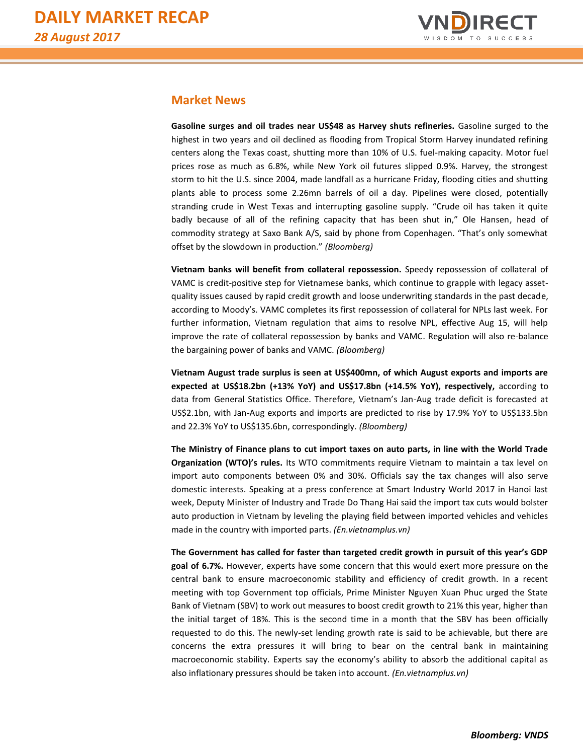## Market News

**Gasoline surges and oil trades near US$48 as Harvey shuts refineries.** Gasoline surged to the highest in two years and oil declined as flooding from Tropical Storm Harvey inundated refining centers along the Texas coast, shutting more than 10% of U.S. fuel-making capacity. Motor fuel prices rose as much as 6.8%, while New York oil futures slipped 0.9%. Harvey, the strongest storm to hit the U.S. since 2004, made landfall as a hurricane Friday, flooding cities and shutting plants able to process some 2.26mn barrels of oil a day. Pipelines were closed, potentially stranding crude in West Texas and interrupting gasoline supply. "Crude oil has taken it quite badly because of all of the refining capacity that has been shut in," Ole Hansen, head of commodity strategy at Saxo Bank A/S, said by phone from Copenhagen. "That's only somewhat offset by the slowdown in production." *(Bloomberg)*

**Vietnam banks will benefit from collateral repossession.** Speedy repossession of collateral of VAMC is credit-positive step for Vietnamese banks, which continue to grapple with legacy asset-quality issues caused by rapid credit growth and loose underwriting standards in the past decade, according to Moody's. VAMC completes its first repossession of collateral for NPLs last week. For further information, Vietnam regulation that aims to resolve NPL, effective Aug 15, will help improve the rate of collateral repossession by banks and VAMC. Regulation will also re-balance the bargaining power of banks and VAMC. *(Bloomberg)*

**Vietnam August trade surplus is seen at US$400mn, of which August exports and imports are expected at US$18.2bn (+13% YoY) and US$17.8bn (+14.5% YoY), respectively,** according to data from General Statistics Office. Therefore, Vietnam's Jan-Aug trade deficit is forecasted at US$2.1bn, with Jan-Aug exports and imports are predicted to rise by 17.9% YoY to US$133.5bn and 22.3% YoY to US$135.6bn, correspondingly. *(Bloomberg)*

**The Ministry of Finance plans to cut import taxes on auto parts, in line with the World Trade Organization (WTO)'s rules.** Its WTO commitments require Vietnam to maintain a tax level on import auto components between 0% and 30%. Officials say the tax changes will also serve domestic interests. Speaking at a press conference at Smart Industry World 2017 in Hanoi last week, Deputy Minister of Industry and Trade Do Thang Hai said the import tax cuts would bolster auto production in Vietnam by leveling the playing field between imported vehicles and vehicles made in the country with imported parts. *(En.vietnamplus.vn)*

**The Government has called for faster than targeted credit growth in pursuit of this year's GDP goal of 6.7%.** However, experts have some concern that this would exert more pressure on the central bank to ensure macroeconomic stability and efficiency of credit growth. In a recent meeting with top Government top officials, Prime Minister Nguyen Xuan Phuc urged the State Bank of Vietnam (SBV) to work out measures to boost credit growth to 21% this year, higher than the initial target of 18%. This is the second time in a month that the SBV has been officially requested to do this. The newly-set lending growth rate is said to be achievable, but there are concerns the extra pressures it will bring to bear on the central bank in maintaining macroeconomic stability. Experts say the economy's ability to absorb the additional capital as also inflationary pressures should be taken into account. *(En.vietnamplus.vn)*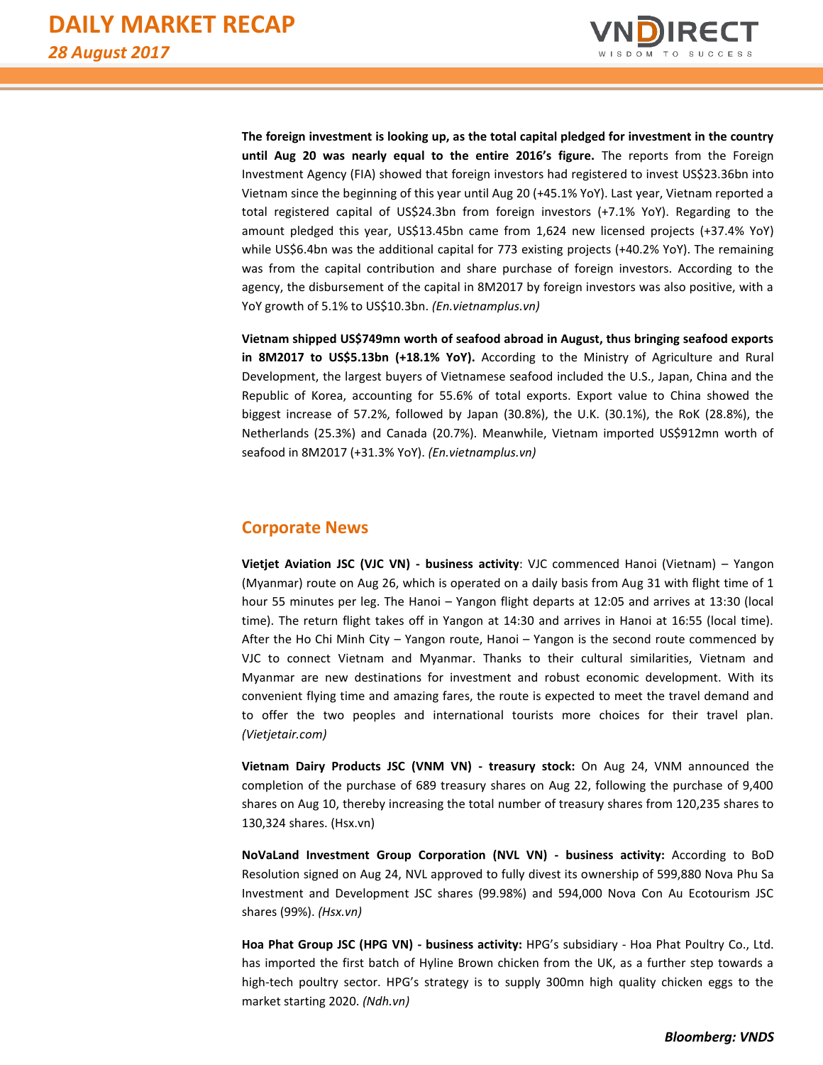**The foreign investment is looking up, as the total capital pledged for investment in the country until Aug 20 was nearly equal to the entire 2016's figure.** The reports from the Foreign Investment Agency (FIA) showed that foreign investors had registered to invest US$23.36bn into Vietnam since the beginning of this year until Aug 20 (+45.1% YoY). Last year, Vietnam reported a total registered capital of US$24.3bn from foreign investors (+7.1% YoY). Regarding to the amount pledged this year, US$13.45bn came from 1,624 new licensed projects (+37.4% YoY) while US$6.4bn was the additional capital for 773 existing projects (+40.2% YoY). The remaining was from the capital contribution and share purchase of foreign investors. According to the agency, the disbursement of the capital in 8M2017 by foreign investors was also positive, with a YoY growth of 5.1% to US$10.3bn. *(En.vietnamplus.vn)*

**Vietnam shipped US$749mn worth of seafood abroad in August, thus bringing seafood exports in 8M2017 to US$5.13bn (+18.1% YoY).** According to the Ministry of Agriculture and Rural Development, the largest buyers of Vietnamese seafood included the U.S., Japan, China and the Republic of Korea, accounting for 55.6% of total exports. Export value to China showed the biggest increase of 57.2%, followed by Japan (30.8%), the U.K. (30.1%), the RoK (28.8%), the Netherlands (25.3%) and Canada (20.7%). Meanwhile, Vietnam imported US$912mn worth of seafood in 8M2017 (+31.3% YoY). *(En.vietnamplus.vn)*

## Corporate News

**Vietjet Aviation JSC (VJC VN) - business activity**: VJC commenced Hanoi (Vietnam) – Yangon (Myanmar) route on Aug 26, which is operated on a daily basis from Aug 31 with flight time of 1 hour 55 minutes per leg. The Hanoi – Yangon flight departs at 12:05 and arrives at 13:30 (local time). The return flight takes off in Yangon at 14:30 and arrives in Hanoi at 16:55 (local time). After the Ho Chi Minh City – Yangon route, Hanoi – Yangon is the second route commenced by VJC to connect Vietnam and Myanmar. Thanks to their cultural similarities, Vietnam and Myanmar are new destinations for investment and robust economic development. With its convenient flying time and amazing fares, the route is expected to meet the travel demand and to offer the two peoples and international tourists more choices for their travel plan. *(Vietjetair.com)*

**Vietnam Dairy Products JSC (VNM VN) - treasury stock:** On Aug 24, VNM announced the completion of the purchase of 689 treasury shares on Aug 22, following the purchase of 9,400 shares on Aug 10, thereby increasing the total number of treasury shares from 120,235 shares to 130,324 shares. (Hsx.vn)

**NoVaLand Investment Group Corporation (NVL VN) - business activity:** According to BoD Resolution signed on Aug 24, NVL approved to fully divest its ownership of 599,880 Nova Phu Sa Investment and Development JSC shares (99.98%) and 594,000 Nova Con Au Ecotourism JSC shares (99%). *(Hsx.vn)*

**Hoa Phat Group JSC (HPG VN) - business activity:** HPG's subsidiary - Hoa Phat Poultry Co., Ltd. has imported the first batch of Hyline Brown chicken from the UK, as a further step towards a high-tech poultry sector. HPG's strategy is to supply 300mn high quality chicken eggs to the market starting 2020. *(Ndh.vn)*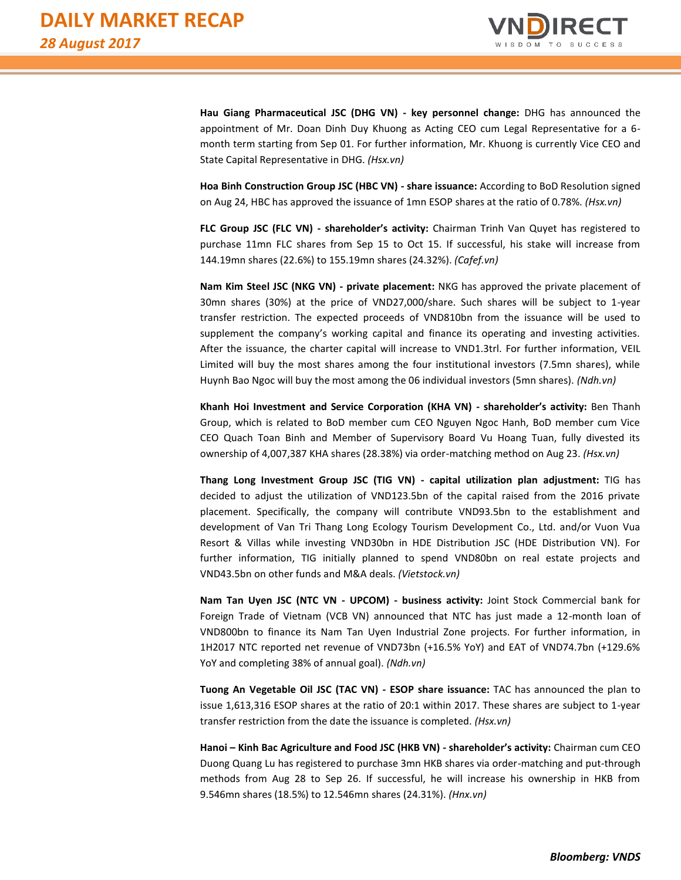**Hau Giang Pharmaceutical JSC (DHG VN) - key personnel change:** DHG has announced the appointment of Mr. Doan Dinh Duy Khuong as Acting CEO cum Legal Representative for a 6-month term starting from Sep 01. For further information, Mr. Khuong is currently Vice CEO and State Capital Representative in DHG. *(Hsx.vn)*

**Hoa Binh Construction Group JSC (HBC VN) - share issuance:** According to BoD Resolution signed on Aug 24, HBC has approved the issuance of 1mn ESOP shares at the ratio of 0.78%. *(Hsx.vn)*

**FLC Group JSC (FLC VN) - shareholder's activity:** Chairman Trinh Van Quyet has registered to purchase 11mn FLC shares from Sep 15 to Oct 15. If successful, his stake will increase from 144.19mn shares (22.6%) to 155.19mn shares (24.32%). *(Cafef.vn)*

**Nam Kim Steel JSC (NKG VN) - private placement:** NKG has approved the private placement of 30mn shares (30%) at the price of VND27,000/share. Such shares will be subject to 1-year transfer restriction. The expected proceeds of VND810bn from the issuance will be used to supplement the company's working capital and finance its operating and investing activities. After the issuance, the charter capital will increase to VND1.3trl. For further information, VEIL Limited will buy the most shares among the four institutional investors (7.5mn shares), while Huynh Bao Ngoc will buy the most among the 06 individual investors (5mn shares). *(Ndh.vn)*

**Khanh Hoi Investment and Service Corporation (KHA VN) - shareholder's activity:** Ben Thanh Group, which is related to BoD member cum CEO Nguyen Ngoc Hanh, BoD member cum Vice CEO Quach Toan Binh and Member of Supervisory Board Vu Hoang Tuan, fully divested its ownership of 4,007,387 KHA shares (28.38%) via order-matching method on Aug 23. *(Hsx.vn)*

**Thang Long Investment Group JSC (TIG VN) - capital utilization plan adjustment:** TIG has decided to adjust the utilization of VND123.5bn of the capital raised from the 2016 private placement. Specifically, the company will contribute VND93.5bn to the establishment and development of Van Tri Thang Long Ecology Tourism Development Co., Ltd. and/or Vuon Vua Resort & Villas while investing VND30bn in HDE Distribution JSC (HDE Distribution VN). For further information, TIG initially planned to spend VND80bn on real estate projects and VND43.5bn on other funds and M&A deals. *(Vietstock.vn)*

**Nam Tan Uyen JSC (NTC VN - UPCOM) - business activity:** Joint Stock Commercial bank for Foreign Trade of Vietnam (VCB VN) announced that NTC has just made a 12-month loan of VND800bn to finance its Nam Tan Uyen Industrial Zone projects. For further information, in 1H2017 NTC reported net revenue of VND73bn (+16.5% YoY) and EAT of VND74.7bn (+129.6% YoY and completing 38% of annual goal). *(Ndh.vn)*

**Tuong An Vegetable Oil JSC (TAC VN) - ESOP share issuance:** TAC has announced the plan to issue 1,613,316 ESOP shares at the ratio of 20:1 within 2017. These shares are subject to 1-year transfer restriction from the date the issuance is completed. *(Hsx.vn)*

**Hanoi – Kinh Bac Agriculture and Food JSC (HKB VN) - shareholder's activity:** Chairman cum CEO Duong Quang Lu has registered to purchase 3mn HKB shares via order-matching and put-through methods from Aug 28 to Sep 26. If successful, he will increase his ownership in HKB from 9.546mn shares (18.5%) to 12.546mn shares (24.31%). *(Hnx.vn)*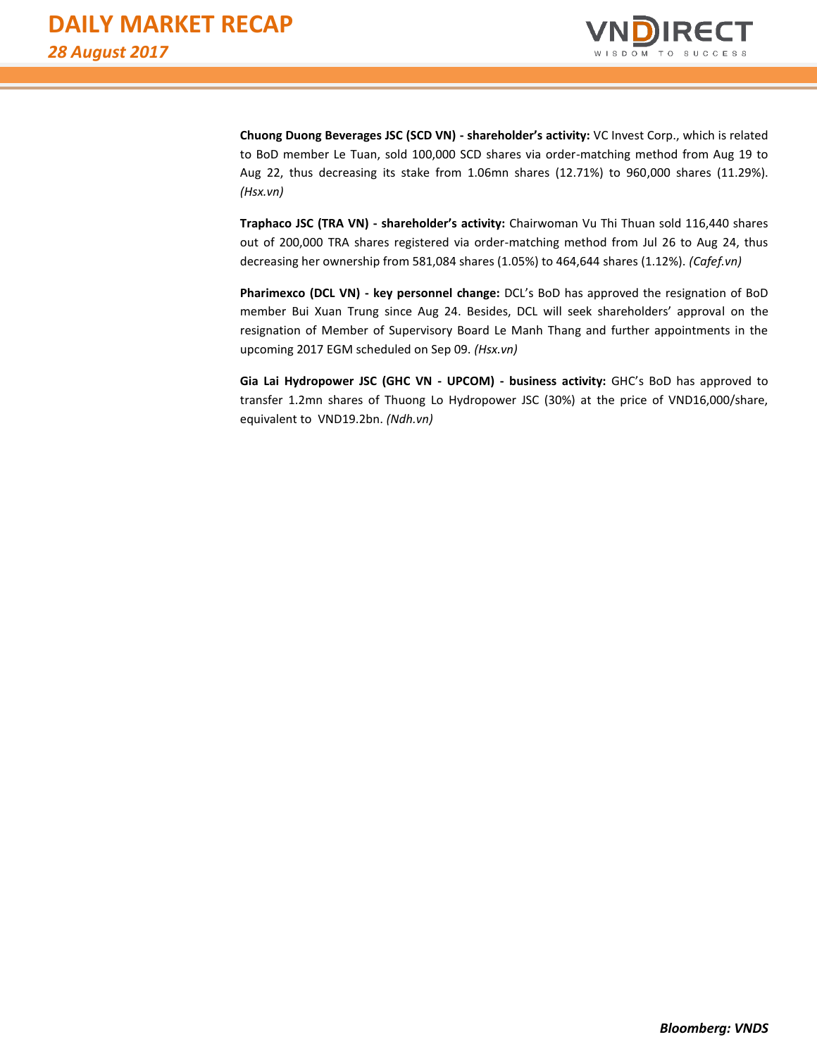**Chuong Duong Beverages JSC (SCD VN) - shareholder's activity:** VC Invest Corp., which is related to BoD member Le Tuan, sold 100,000 SCD shares via order-matching method from Aug 19 to Aug 22, thus decreasing its stake from 1.06mn shares (12.71%) to 960,000 shares (11.29%). *(Hsx.vn)*

**Traphaco JSC (TRA VN) - shareholder's activity:** Chairwoman Vu Thi Thuan sold 116,440 shares out of 200,000 TRA shares registered via order-matching method from Jul 26 to Aug 24, thus decreasing her ownership from 581,084 shares (1.05%) to 464,644 shares (1.12%). *(Cafef.vn)*

**Pharimexco (DCL VN) - key personnel change:** DCL's BoD has approved the resignation of BoD member Bui Xuan Trung since Aug 24. Besides, DCL will seek shareholders' approval on the resignation of Member of Supervisory Board Le Manh Thang and further appointments in the upcoming 2017 EGM scheduled on Sep 09. *(Hsx.vn)*

**Gia Lai Hydropower JSC (GHC VN - UPCOM) - business activity:** GHC's BoD has approved to transfer 1.2mn shares of Thuong Lo Hydropower JSC (30%) at the price of VND16,000/share, equivalent to VND19.2bn. *(Ndh.vn)*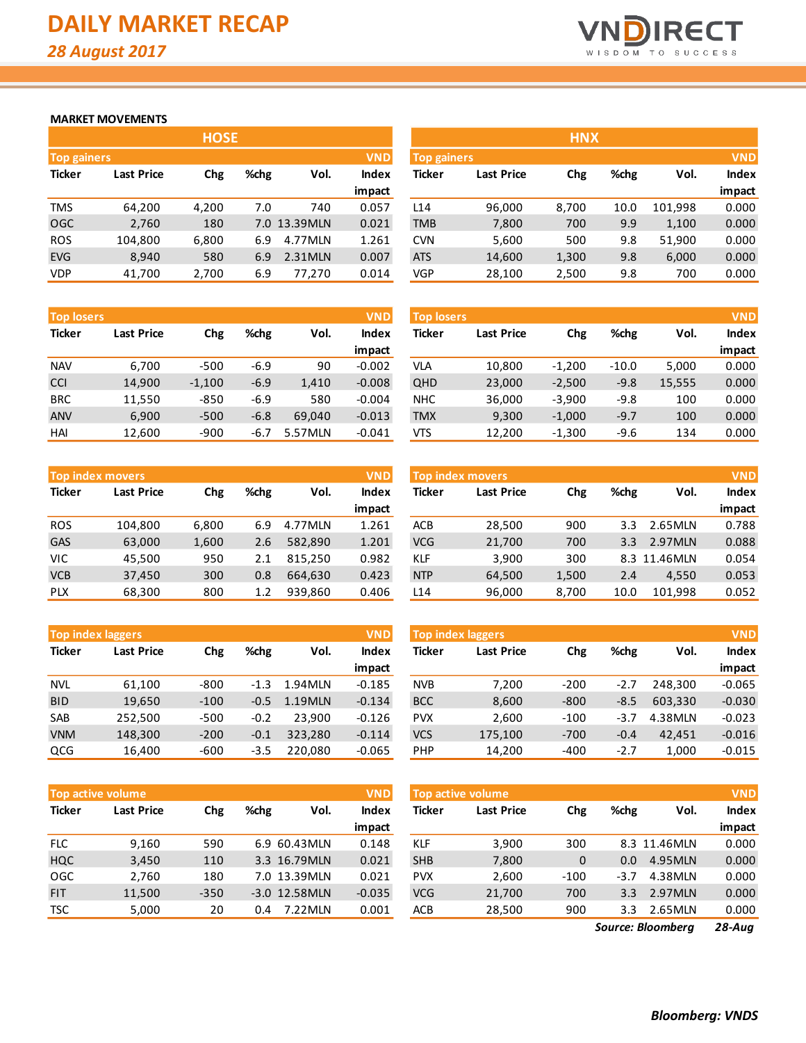# DAILY MARKET RECAP

*28 August 2017*

## MARKET MOVEMENTS

### HOSE

| Top gainers | | | | | VND |
|---|---|---|---|---|---|
| Ticker | Last Price | Chg | %chg | Vol. | Index impact |
| TMS | 64,200 | 4,200 | 7.0 | 740 | 0.057 |
| OGC | 2,760 | 180 | 7.0 | 13.39MLN | 0.021 |
| ROS | 104,800 | 6,800 | 6.9 | 4.77MLN | 1.261 |
| EVG | 8,940 | 580 | 6.9 | 2.31MLN | 0.007 |
| VDP | 41,700 | 2,700 | 6.9 | 77,270 | 0.014 |

| Top losers | | | | | VND |
|---|---|---|---|---|---|
| Ticker | Last Price | Chg | %chg | Vol. | Index impact |
| NAV | 6,700 | -500 | -6.9 | 90 | -0.002 |
| CCI | 14,900 | -1,100 | -6.9 | 1,410 | -0.008 |
| BRC | 11,550 | -850 | -6.9 | 580 | -0.004 |
| ANV | 6,900 | -500 | -6.8 | 69,040 | -0.013 |
| HAI | 12,600 | -900 | -6.7 | 5.57MLN | -0.041 |

| Top index movers | | | | | VND |
|---|---|---|---|---|---|
| Ticker | Last Price | Chg | %chg | Vol. | Index impact |
| ROS | 104,800 | 6,800 | 6.9 | 4.77MLN | 1.261 |
| GAS | 63,000 | 1,600 | 2.6 | 582,890 | 1.201 |
| VIC | 45,500 | 950 | 2.1 | 815,250 | 0.982 |
| VCB | 37,450 | 300 | 0.8 | 664,630 | 0.423 |
| PLX | 68,300 | 800 | 1.2 | 939,860 | 0.406 |

| Top index laggers | | | | | VND |
|---|---|---|---|---|---|
| Ticker | Last Price | Chg | %chg | Vol. | Index impact |
| NVL | 61,100 | -800 | -1.3 | 1.94MLN | -0.185 |
| BID | 19,650 | -100 | -0.5 | 1.19MLN | -0.134 |
| SAB | 252,500 | -500 | -0.2 | 23,900 | -0.126 |
| VNM | 148,300 | -200 | -0.1 | 323,280 | -0.114 |
| QCG | 16,400 | -600 | -3.5 | 220,080 | -0.065 |

| Top active volume | | | | | VND |
|---|---|---|---|---|---|
| Ticker | Last Price | Chg | %chg | Vol. | Index impact |
| FLC | 9,160 | 590 | 6.9 | 60.43MLN | 0.148 |
| HQC | 3,450 | 110 | 3.3 | 16.79MLN | 0.021 |
| OGC | 2,760 | 180 | 7.0 | 13.39MLN | 0.021 |
| FIT | 11,500 | -350 | -3.0 | 12.58MLN | -0.035 |
| TSC | 5,000 | 20 | 0.4 | 7.22MLN | 0.001 |

### HNX

| Top gainers | | | | | VND |
|---|---|---|---|---|---|
| Ticker | Last Price | Chg | %chg | Vol. | Index impact |
| L14 | 96,000 | 8,700 | 10.0 | 101,998 | 0.000 |
| TMB | 7,800 | 700 | 9.9 | 1,100 | 0.000 |
| CVN | 5,600 | 500 | 9.8 | 51,900 | 0.000 |
| ATS | 14,600 | 1,300 | 9.8 | 6,000 | 0.000 |
| VGP | 28,100 | 2,500 | 9.8 | 700 | 0.000 |

| Top losers | | | | | VND |
|---|---|---|---|---|---|
| Ticker | Last Price | Chg | %chg | Vol. | Index impact |
| VLA | 10,800 | -1,200 | -10.0 | 5,000 | 0.000 |
| QHD | 23,000 | -2,500 | -9.8 | 15,555 | 0.000 |
| NHC | 36,000 | -3,900 | -9.8 | 100 | 0.000 |
| TMX | 9,300 | -1,000 | -9.7 | 100 | 0.000 |
| VTS | 12,200 | -1,300 | -9.6 | 134 | 0.000 |

| Top index movers | | | | | VND |
|---|---|---|---|---|---|
| Ticker | Last Price | Chg | %chg | Vol. | Index impact |
| ACB | 28,500 | 900 | 3.3 | 2.65MLN | 0.788 |
| VCG | 21,700 | 700 | 3.3 | 2.97MLN | 0.088 |
| KLF | 3,900 | 300 | 8.3 | 11.46MLN | 0.054 |
| NTP | 64,500 | 1,500 | 2.4 | 4,550 | 0.053 |
| L14 | 96,000 | 8,700 | 10.0 | 101,998 | 0.052 |

| Top index laggers | | | | | VND |
|---|---|---|---|---|---|
| Ticker | Last Price | Chg | %chg | Vol. | Index impact |
| NVB | 7,200 | -200 | -2.7 | 248,300 | -0.065 |
| BCC | 8,600 | -800 | -8.5 | 603,330 | -0.030 |
| PVX | 2,600 | -100 | -3.7 | 4.38MLN | -0.023 |
| VCS | 175,100 | -700 | -0.4 | 42,451 | -0.016 |
| PHP | 14,200 | -400 | -2.7 | 1,000 | -0.015 |

| Top active volume | | | | | VND |
|---|---|---|---|---|---|
| Ticker | Last Price | Chg | %chg | Vol. | Index impact |
| KLF | 3,900 | 300 | 8.3 | 11.46MLN | 0.000 |
| SHB | 7,800 | 0 | 0.0 | 4.95MLN | 0.000 |
| PVX | 2,600 | -100 | -3.7 | 4.38MLN | 0.000 |
| VCG | 21,700 | 700 | 3.3 | 2.97MLN | 0.000 |
| ACB | 28,500 | 900 | 3.3 | 2.65MLN | 0.000 |

***Source: Bloomberg*** ***28-Aug***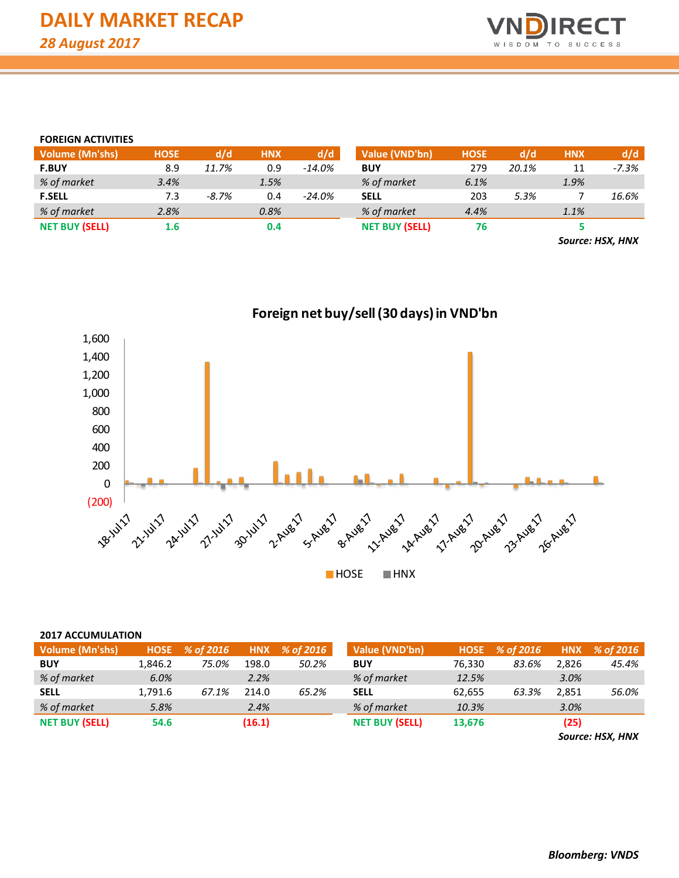# DAILY MARKET RECAP

*28 August 2017*

**FOREIGN ACTIVITIES**

| Volume (Mn'shs) | HOSE | d/d | HNX | d/d |
|---|---|---|---|---|
| **F.BUY** | 8.9 | *11.7%* | 0.9 | *-14.0%* |
| *% of market* | *3.4%* | | *1.5%* | |
| **F.SELL** | 7.3 | *-8.7%* | 0.4 | *-24.0%* |
| *% of market* | *2.8%* | | *0.8%* | |
| **NET BUY (SELL)** | **1.6** | | **0.4** | |

| Value (VND'bn) | HOSE | d/d | HNX | d/d |
|---|---|---|---|---|
| **BUY** | 279 | *20.1%* | 11 | *-7.3%* |
| *% of market* | *6.1%* | | *1.9%* | |
| **SELL** | 203 | *5.3%* | 7 | *16.6%* |
| *% of market* | *4.4%* | | *1.1%* | |
| **NET BUY (SELL)** | **76** | | **5** | |

***Source: HSX, HNX***

**Foreign net buy/sell (30 days) in VND'bn**

**2017 ACCUMULATION**

| Volume (Mn'shs) | HOSE | % of 2016 | HNX | % of 2016 |
|---|---|---|---|---|
| **BUY** | 1,846.2 | *75.0%* | 198.0 | *50.2%* |
| *% of market* | *6.0%* | | *2.2%* | |
| **SELL** | 1,791.6 | *67.1%* | 214.0 | *65.2%* |
| *% of market* | *5.8%* | | *2.4%* | |
| **NET BUY (SELL)** | **54.6** | | **(16.1)** | |

| Value (VND'bn) | HOSE | % of 2016 | HNX | % of 2016 |
|---|---|---|---|---|
| **BUY** | 76,330 | *83.6%* | 2,826 | *45.4%* |
| *% of market* | *12.5%* | | *3.0%* | |
| **SELL** | 62,655 | *63.3%* | 2,851 | *56.0%* |
| *% of market* | *10.3%* | | *3.0%* | |
| **NET BUY (SELL)** | **13,676** | | **(25)** | |

***Source: HSX, HNX***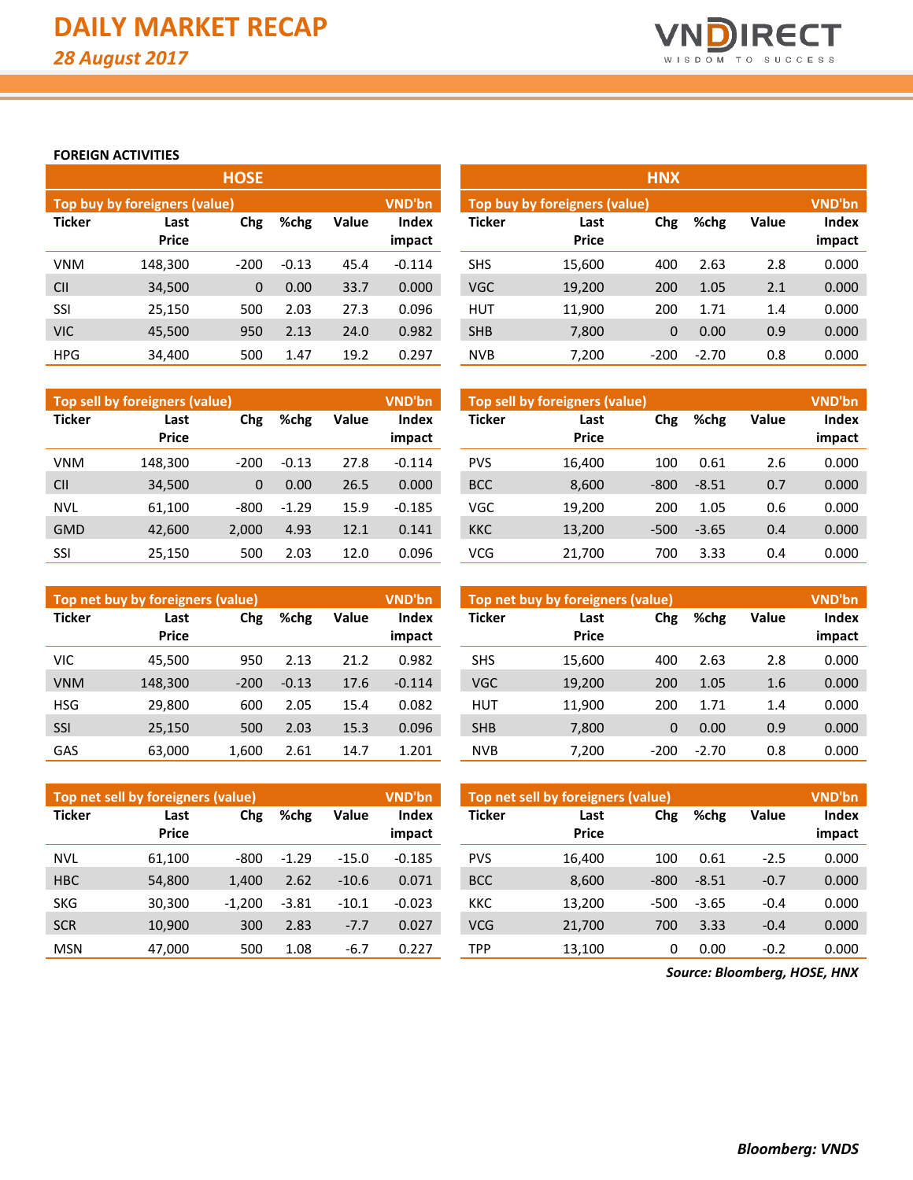# DAILY MARKET RECAP

*28 August 2017*

### FOREIGN ACTIVITIES

## HOSE

| Top buy by foreigners (value) | | | | | VND'bn |
|---|---|---|---|---|---|
| Ticker | Last Price | Chg | %chg | Value | Index impact |
| VNM | 148,300 | -200 | -0.13 | 45.4 | -0.114 |
| CII | 34,500 | 0 | 0.00 | 33.7 | 0.000 |
| SSI | 25,150 | 500 | 2.03 | 27.3 | 0.096 |
| VIC | 45,500 | 950 | 2.13 | 24.0 | 0.982 |
| HPG | 34,400 | 500 | 1.47 | 19.2 | 0.297 |

| Top sell by foreigners (value) | | | | | VND'bn |
|---|---|---|---|---|---|
| Ticker | Last Price | Chg | %chg | Value | Index impact |
| VNM | 148,300 | -200 | -0.13 | 27.8 | -0.114 |
| CII | 34,500 | 0 | 0.00 | 26.5 | 0.000 |
| NVL | 61,100 | -800 | -1.29 | 15.9 | -0.185 |
| GMD | 42,600 | 2,000 | 4.93 | 12.1 | 0.141 |
| SSI | 25,150 | 500 | 2.03 | 12.0 | 0.096 |

| Top net buy by foreigners (value) | | | | | VND'bn |
|---|---|---|---|---|---|
| Ticker | Last Price | Chg | %chg | Value | Index impact |
| VIC | 45,500 | 950 | 2.13 | 21.2 | 0.982 |
| VNM | 148,300 | -200 | -0.13 | 17.6 | -0.114 |
| HSG | 29,800 | 600 | 2.05 | 15.4 | 0.082 |
| SSI | 25,150 | 500 | 2.03 | 15.3 | 0.096 |
| GAS | 63,000 | 1,600 | 2.61 | 14.7 | 1.201 |

| Top net sell by foreigners (value) | | | | | VND'bn |
|---|---|---|---|---|---|
| Ticker | Last Price | Chg | %chg | Value | Index impact |
| NVL | 61,100 | -800 | -1.29 | -15.0 | -0.185 |
| HBC | 54,800 | 1,400 | 2.62 | -10.6 | 0.071 |
| SKG | 30,300 | -1,200 | -3.81 | -10.1 | -0.023 |
| SCR | 10,900 | 300 | 2.83 | -7.7 | 0.027 |
| MSN | 47,000 | 500 | 1.08 | -6.7 | 0.227 |

## HNX

| Top buy by foreigners (value) | | | | | VND'bn |
|---|---|---|---|---|---|
| Ticker | Last Price | Chg | %chg | Value | Index impact |
| SHS | 15,600 | 400 | 2.63 | 2.8 | 0.000 |
| VGC | 19,200 | 200 | 1.05 | 2.1 | 0.000 |
| HUT | 11,900 | 200 | 1.71 | 1.4 | 0.000 |
| SHB | 7,800 | 0 | 0.00 | 0.9 | 0.000 |
| NVB | 7,200 | -200 | -2.70 | 0.8 | 0.000 |

| Top sell by foreigners (value) | | | | | VND'bn |
|---|---|---|---|---|---|
| Ticker | Last Price | Chg | %chg | Value | Index impact |
| PVS | 16,400 | 100 | 0.61 | 2.6 | 0.000 |
| BCC | 8,600 | -800 | -8.51 | 0.7 | 0.000 |
| VGC | 19,200 | 200 | 1.05 | 0.6 | 0.000 |
| KKC | 13,200 | -500 | -3.65 | 0.4 | 0.000 |
| VCG | 21,700 | 700 | 3.33 | 0.4 | 0.000 |

| Top net buy by foreigners (value) | | | | | VND'bn |
|---|---|---|---|---|---|
| Ticker | Last Price | Chg | %chg | Value | Index impact |
| SHS | 15,600 | 400 | 2.63 | 2.8 | 0.000 |
| VGC | 19,200 | 200 | 1.05 | 1.6 | 0.000 |
| HUT | 11,900 | 200 | 1.71 | 1.4 | 0.000 |
| SHB | 7,800 | 0 | 0.00 | 0.9 | 0.000 |
| NVB | 7,200 | -200 | -2.70 | 0.8 | 0.000 |

| Top net sell by foreigners (value) | | | | | VND'bn |
|---|---|---|---|---|---|
| Ticker | Last Price | Chg | %chg | Value | Index impact |
| PVS | 16,400 | 100 | 0.61 | -2.5 | 0.000 |
| BCC | 8,600 | -800 | -8.51 | -0.7 | 0.000 |
| KKC | 13,200 | -500 | -3.65 | -0.4 | 0.000 |
| VCG | 21,700 | 700 | 3.33 | -0.4 | 0.000 |
| TPP | 13,100 | 0 | 0.00 | -0.2 | 0.000 |

***Source: Bloomberg, HOSE, HNX***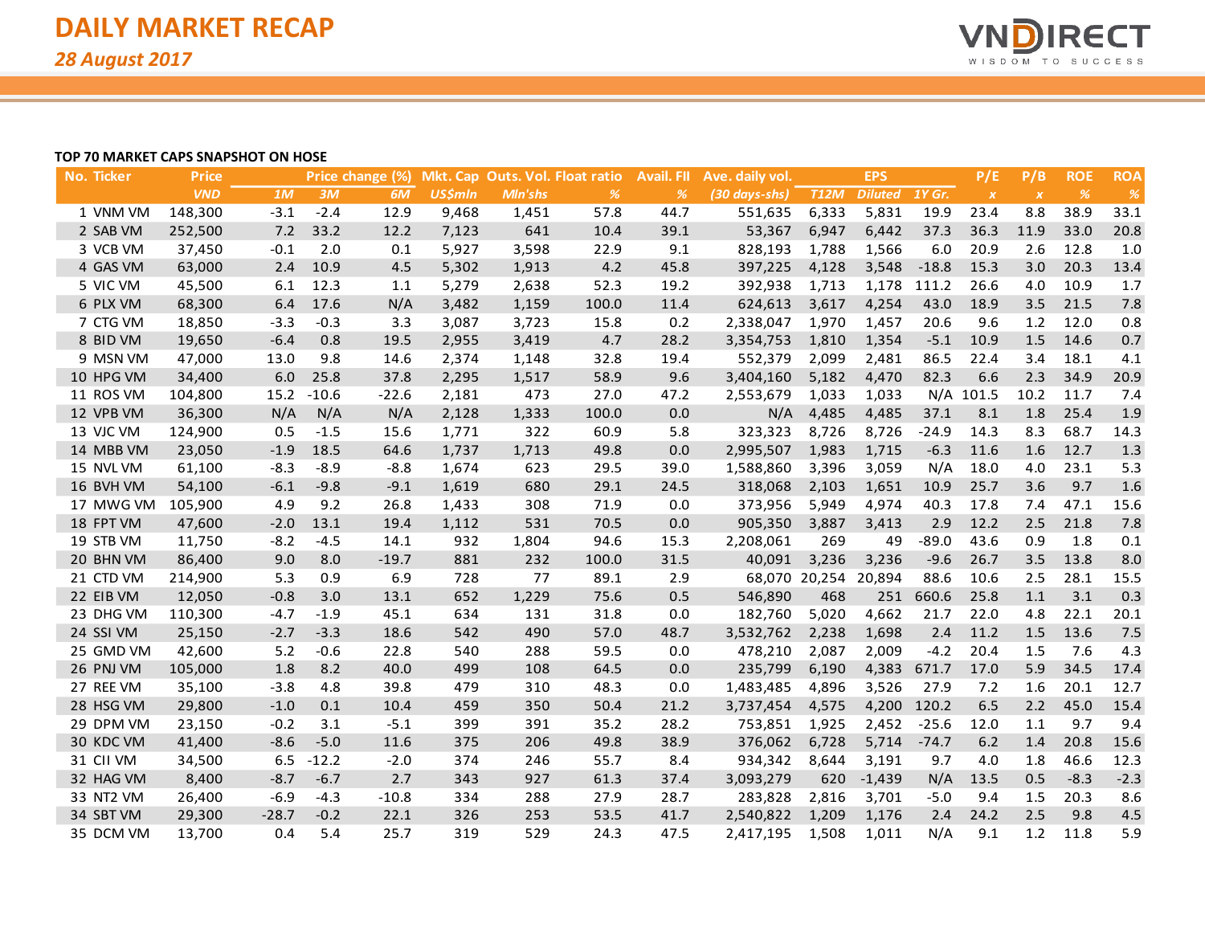# DAILY MARKET RECAP

*28 August 2017*

**TOP 70 MARKET CAPS SNAPSHOT ON HOSE**

| No. | Ticker | Price | Price change (%) | | | Mkt. Cap | Outs. Vol. | Float ratio | Avail. FII | Ave. daily vol. | EPS | | | P/E | P/B | ROE | ROA |
|---|---|---|---|---|---|---|---|---|---|---|---|---|---|---|---|---|---|
| | | VND | 1M | 3M | 6M | US$mln | Mln'shs | % | % | (30 days-shs) | T12M | Diluted | 1Y Gr. | x | x | % | % |
| 1 | VNM VM | 148,300 | -3.1 | -2.4 | 12.9 | 9,468 | 1,451 | 57.8 | 44.7 | 551,635 | 6,333 | 5,831 | 19.9 | 23.4 | 8.8 | 38.9 | 33.1 |
| 2 | SAB VM | 252,500 | 7.2 | 33.2 | 12.2 | 7,123 | 641 | 10.4 | 39.1 | 53,367 | 6,947 | 6,442 | 37.3 | 36.3 | 11.9 | 33.0 | 20.8 |
| 3 | VCB VM | 37,450 | -0.1 | 2.0 | 0.1 | 5,927 | 3,598 | 22.9 | 9.1 | 828,193 | 1,788 | 1,566 | 6.0 | 20.9 | 2.6 | 12.8 | 1.0 |
| 4 | GAS VM | 63,000 | 2.4 | 10.9 | 4.5 | 5,302 | 1,913 | 4.2 | 45.8 | 397,225 | 4,128 | 3,548 | -18.8 | 15.3 | 3.0 | 20.3 | 13.4 |
| 5 | VIC VM | 45,500 | 6.1 | 12.3 | 1.1 | 5,279 | 2,638 | 52.3 | 19.2 | 392,938 | 1,713 | 1,178 | 111.2 | 26.6 | 4.0 | 10.9 | 1.7 |
| 6 | PLX VM | 68,300 | 6.4 | 17.6 | N/A | 3,482 | 1,159 | 100.0 | 11.4 | 624,613 | 3,617 | 4,254 | 43.0 | 18.9 | 3.5 | 21.5 | 7.8 |
| 7 | CTG VM | 18,850 | -3.3 | -0.3 | 3.3 | 3,087 | 3,723 | 15.8 | 0.2 | 2,338,047 | 1,970 | 1,457 | 20.6 | 9.6 | 1.2 | 12.0 | 0.8 |
| 8 | BID VM | 19,650 | -6.4 | 0.8 | 19.5 | 2,955 | 3,419 | 4.7 | 28.2 | 3,354,753 | 1,810 | 1,354 | -5.1 | 10.9 | 1.5 | 14.6 | 0.7 |
| 9 | MSN VM | 47,000 | 13.0 | 9.8 | 14.6 | 2,374 | 1,148 | 32.8 | 19.4 | 552,379 | 2,099 | 2,481 | 86.5 | 22.4 | 3.4 | 18.1 | 4.1 |
| 10 | HPG VM | 34,400 | 6.0 | 25.8 | 37.8 | 2,295 | 1,517 | 58.9 | 9.6 | 3,404,160 | 5,182 | 4,470 | 82.3 | 6.6 | 2.3 | 34.9 | 20.9 |
| 11 | ROS VM | 104,800 | 15.2 | -10.6 | -22.6 | 2,181 | 473 | 27.0 | 47.2 | 2,553,679 | 1,033 | 1,033 | N/A | 101.5 | 10.2 | 11.7 | 7.4 |
| 12 | VPB VM | 36,300 | N/A | N/A | N/A | 2,128 | 1,333 | 100.0 | 0.0 | N/A | 4,485 | 4,485 | 37.1 | 8.1 | 1.8 | 25.4 | 1.9 |
| 13 | VJC VM | 124,900 | 0.5 | -1.5 | 15.6 | 1,771 | 322 | 60.9 | 5.8 | 323,323 | 8,726 | 8,726 | -24.9 | 14.3 | 8.3 | 68.7 | 14.3 |
| 14 | MBB VM | 23,050 | -1.9 | 18.5 | 64.6 | 1,737 | 1,713 | 49.8 | 0.0 | 2,995,507 | 1,983 | 1,715 | -6.3 | 11.6 | 1.6 | 12.7 | 1.3 |
| 15 | NVL VM | 61,100 | -8.3 | -8.9 | -8.8 | 1,674 | 623 | 29.5 | 39.0 | 1,588,860 | 3,396 | 3,059 | N/A | 18.0 | 4.0 | 23.1 | 5.3 |
| 16 | BVH VM | 54,100 | -6.1 | -9.8 | -9.1 | 1,619 | 680 | 29.1 | 24.5 | 318,068 | 2,103 | 1,651 | 10.9 | 25.7 | 3.6 | 9.7 | 1.6 |
| 17 | MWG VM | 105,900 | 4.9 | 9.2 | 26.8 | 1,433 | 308 | 71.9 | 0.0 | 373,956 | 5,949 | 4,974 | 40.3 | 17.8 | 7.4 | 47.1 | 15.6 |
| 18 | FPT VM | 47,600 | -2.0 | 13.1 | 19.4 | 1,112 | 531 | 70.5 | 0.0 | 905,350 | 3,887 | 3,413 | 2.9 | 12.2 | 2.5 | 21.8 | 7.8 |
| 19 | STB VM | 11,750 | -8.2 | -4.5 | 14.1 | 932 | 1,804 | 94.6 | 15.3 | 2,208,061 | 269 | 49 | -89.0 | 43.6 | 0.9 | 1.8 | 0.1 |
| 20 | BHN VM | 86,400 | 9.0 | 8.0 | -19.7 | 881 | 232 | 100.0 | 31.5 | 40,091 | 3,236 | 3,236 | -9.6 | 26.7 | 3.5 | 13.8 | 8.0 |
| 21 | CTD VM | 214,900 | 5.3 | 0.9 | 6.9 | 728 | 77 | 89.1 | 2.9 | 68,070 | 20,254 | 20,894 | 88.6 | 10.6 | 2.5 | 28.1 | 15.5 |
| 22 | EIB VM | 12,050 | -0.8 | 3.0 | 13.1 | 652 | 1,229 | 75.6 | 0.5 | 546,890 | 468 | 251 | 660.6 | 25.8 | 1.1 | 3.1 | 0.3 |
| 23 | DHG VM | 110,300 | -4.7 | -1.9 | 45.1 | 634 | 131 | 31.8 | 0.0 | 182,760 | 5,020 | 4,662 | 21.7 | 22.0 | 4.8 | 22.1 | 20.1 |
| 24 | SSI VM | 25,150 | -2.7 | -3.3 | 18.6 | 542 | 490 | 57.0 | 48.7 | 3,532,762 | 2,238 | 1,698 | 2.4 | 11.2 | 1.5 | 13.6 | 7.5 |
| 25 | GMD VM | 42,600 | 5.2 | -0.6 | 22.8 | 540 | 288 | 59.5 | 0.0 | 478,210 | 2,087 | 2,009 | -4.2 | 20.4 | 1.5 | 7.6 | 4.3 |
| 26 | PNJ VM | 105,000 | 1.8 | 8.2 | 40.0 | 499 | 108 | 64.5 | 0.0 | 235,799 | 6,190 | 4,383 | 671.7 | 17.0 | 5.9 | 34.5 | 17.4 |
| 27 | REE VM | 35,100 | -3.8 | 4.8 | 39.8 | 479 | 310 | 48.3 | 0.0 | 1,483,485 | 4,896 | 3,526 | 27.9 | 7.2 | 1.6 | 20.1 | 12.7 |
| 28 | HSG VM | 29,800 | -1.0 | 0.1 | 10.4 | 459 | 350 | 50.4 | 21.2 | 3,737,454 | 4,575 | 4,200 | 120.2 | 6.5 | 2.2 | 45.0 | 15.4 |
| 29 | DPM VM | 23,150 | -0.2 | 3.1 | -5.1 | 399 | 391 | 35.2 | 28.2 | 753,851 | 1,925 | 2,452 | -25.6 | 12.0 | 1.1 | 9.7 | 9.4 |
| 30 | KDC VM | 41,400 | -8.6 | -5.0 | 11.6 | 375 | 206 | 49.8 | 38.9 | 376,062 | 6,728 | 5,714 | -74.7 | 6.2 | 1.4 | 20.8 | 15.6 |
| 31 | CII VM | 34,500 | 6.5 | -12.2 | -2.0 | 374 | 246 | 55.7 | 8.4 | 934,342 | 8,644 | 3,191 | 9.7 | 4.0 | 1.8 | 46.6 | 12.3 |
| 32 | HAG VM | 8,400 | -8.7 | -6.7 | 2.7 | 343 | 927 | 61.3 | 37.4 | 3,093,279 | 620 | -1,439 | N/A | 13.5 | 0.5 | -8.3 | -2.3 |
| 33 | NT2 VM | 26,400 | -6.9 | -4.3 | -10.8 | 334 | 288 | 27.9 | 28.7 | 283,828 | 2,816 | 3,701 | -5.0 | 9.4 | 1.5 | 20.3 | 8.6 |
| 34 | SBT VM | 29,300 | -28.7 | -0.2 | 22.1 | 326 | 253 | 53.5 | 41.7 | 2,540,822 | 1,209 | 1,176 | 2.4 | 24.2 | 2.5 | 9.8 | 4.5 |
| 35 | DCM VM | 13,700 | 0.4 | 5.4 | 25.7 | 319 | 529 | 24.3 | 47.5 | 2,417,195 | 1,508 | 1,011 | N/A | 9.1 | 1.2 | 11.8 | 5.9 |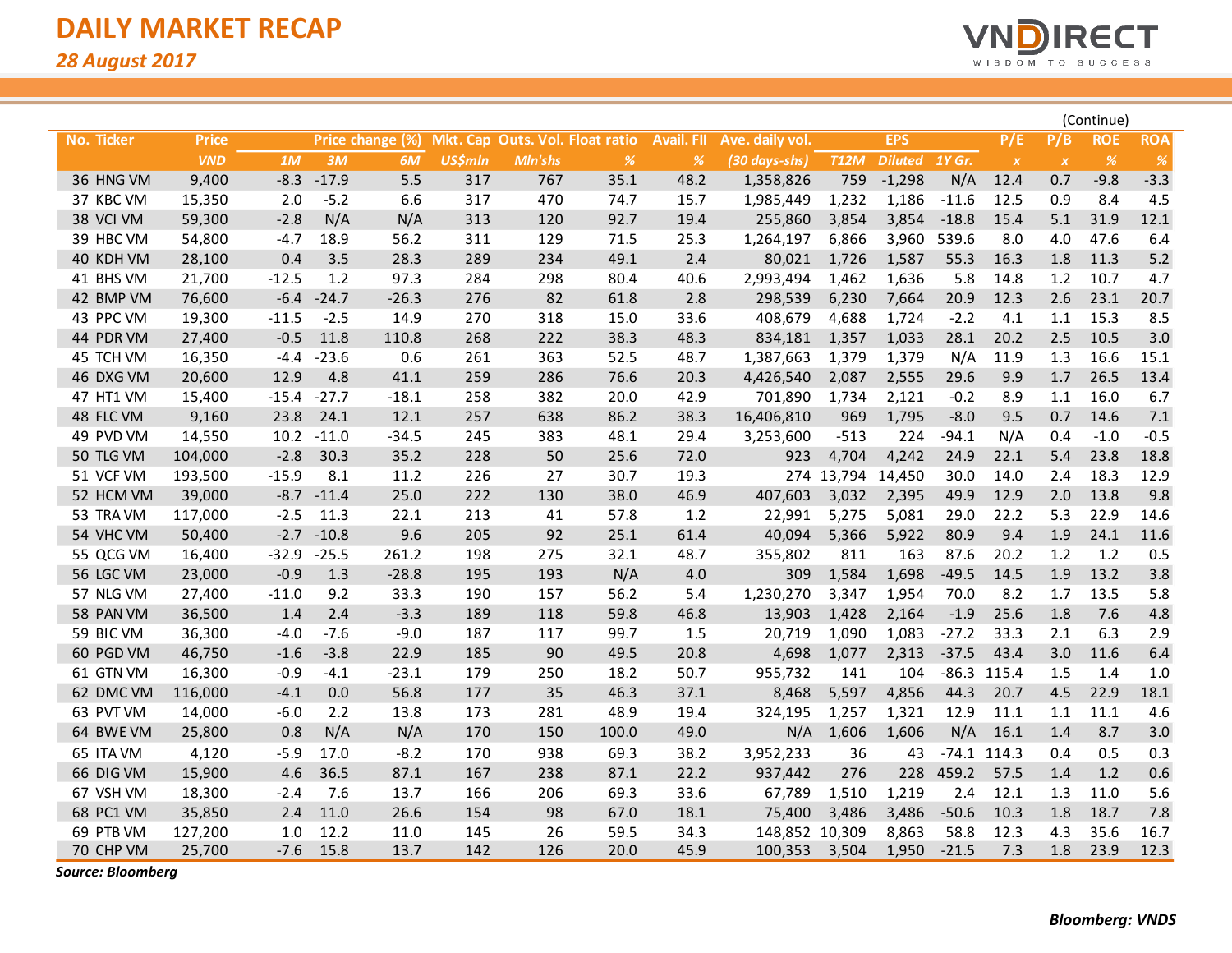# DAILY MARKET RECAP

*28 August 2017*

(Continue)

| No. | Ticker | Price | Price change (%) | | | Mkt. Cap | Outs. Vol. | Float ratio | Avail. FII | Ave. daily vol. | EPS | | | P/E | P/B | ROE | ROA |
|---|---|---|---|---|---|---|---|---|---|---|---|---|---|---|---|---|---|
| | | *VND* | *1M* | *3M* | *6M* | *US$mln* | *Mln'shs* | *%* | *%* | *(30 days-shs)* | *T12M* | *Diluted* | *1Y Gr.* | *x* | *x* | *%* | *%* |
| 36 | HNG VM | 9,400 | -8.3 | -17.9 | 5.5 | 317 | 767 | 35.1 | 48.2 | 1,358,826 | 759 | -1,298 | N/A | 12.4 | 0.7 | -9.8 | -3.3 |
| 37 | KBC VM | 15,350 | 2.0 | -5.2 | 6.6 | 317 | 470 | 74.7 | 15.7 | 1,985,449 | 1,232 | 1,186 | -11.6 | 12.5 | 0.9 | 8.4 | 4.5 |
| 38 | VCI VM | 59,300 | -2.8 | N/A | N/A | 313 | 120 | 92.7 | 19.4 | 255,860 | 3,854 | 3,854 | -18.8 | 15.4 | 5.1 | 31.9 | 12.1 |
| 39 | HBC VM | 54,800 | -4.7 | 18.9 | 56.2 | 311 | 129 | 71.5 | 25.3 | 1,264,197 | 6,866 | 3,960 | 539.6 | 8.0 | 4.0 | 47.6 | 6.4 |
| 40 | KDH VM | 28,100 | 0.4 | 3.5 | 28.3 | 289 | 234 | 49.1 | 2.4 | 80,021 | 1,726 | 1,587 | 55.3 | 16.3 | 1.8 | 11.3 | 5.2 |
| 41 | BHS VM | 21,700 | -12.5 | 1.2 | 97.3 | 284 | 298 | 80.4 | 40.6 | 2,993,494 | 1,462 | 1,636 | 5.8 | 14.8 | 1.2 | 10.7 | 4.7 |
| 42 | BMP VM | 76,600 | -6.4 | -24.7 | -26.3 | 276 | 82 | 61.8 | 2.8 | 298,539 | 6,230 | 7,664 | 20.9 | 12.3 | 2.6 | 23.1 | 20.7 |
| 43 | PPC VM | 19,300 | -11.5 | -2.5 | 14.9 | 270 | 318 | 15.0 | 33.6 | 408,679 | 4,688 | 1,724 | -2.2 | 4.1 | 1.1 | 15.3 | 8.5 |
| 44 | PDR VM | 27,400 | -0.5 | 11.8 | 110.8 | 268 | 222 | 38.3 | 48.3 | 834,181 | 1,357 | 1,033 | 28.1 | 20.2 | 2.5 | 10.5 | 3.0 |
| 45 | TCH VM | 16,350 | -4.4 | -23.6 | 0.6 | 261 | 363 | 52.5 | 48.7 | 1,387,663 | 1,379 | 1,379 | N/A | 11.9 | 1.3 | 16.6 | 15.1 |
| 46 | DXG VM | 20,600 | 12.9 | 4.8 | 41.1 | 259 | 286 | 76.6 | 20.3 | 4,426,540 | 2,087 | 2,555 | 29.6 | 9.9 | 1.7 | 26.5 | 13.4 |
| 47 | HT1 VM | 15,400 | -15.4 | -27.7 | -18.1 | 258 | 382 | 20.0 | 42.9 | 701,890 | 1,734 | 2,121 | -0.2 | 8.9 | 1.1 | 16.0 | 6.7 |
| 48 | FLC VM | 9,160 | 23.8 | 24.1 | 12.1 | 257 | 638 | 86.2 | 38.3 | 16,406,810 | 969 | 1,795 | -8.0 | 9.5 | 0.7 | 14.6 | 7.1 |
| 49 | PVD VM | 14,550 | 10.2 | -11.0 | -34.5 | 245 | 383 | 48.1 | 29.4 | 3,253,600 | -513 | 224 | -94.1 | N/A | 0.4 | -1.0 | -0.5 |
| 50 | TLG VM | 104,000 | -2.8 | 30.3 | 35.2 | 228 | 50 | 25.6 | 72.0 | 923 | 4,704 | 4,242 | 24.9 | 22.1 | 5.4 | 23.8 | 18.8 |
| 51 | VCF VM | 193,500 | -15.9 | 8.1 | 11.2 | 226 | 27 | 30.7 | 19.3 | 274 | 13,794 | 14,450 | 30.0 | 14.0 | 2.4 | 18.3 | 12.9 |
| 52 | HCM VM | 39,000 | -8.7 | -11.4 | 25.0 | 222 | 130 | 38.0 | 46.9 | 407,603 | 3,032 | 2,395 | 49.9 | 12.9 | 2.0 | 13.8 | 9.8 |
| 53 | TRA VM | 117,000 | -2.5 | 11.3 | 22.1 | 213 | 41 | 57.8 | 1.2 | 22,991 | 5,275 | 5,081 | 29.0 | 22.2 | 5.3 | 22.9 | 14.6 |
| 54 | VHC VM | 50,400 | -2.7 | -10.8 | 9.6 | 205 | 92 | 25.1 | 61.4 | 40,094 | 5,366 | 5,922 | 80.9 | 9.4 | 1.9 | 24.1 | 11.6 |
| 55 | QCG VM | 16,400 | -32.9 | -25.5 | 261.2 | 198 | 275 | 32.1 | 48.7 | 355,802 | 811 | 163 | 87.6 | 20.2 | 1.2 | 1.2 | 0.5 |
| 56 | LGC VM | 23,000 | -0.9 | 1.3 | -28.8 | 195 | 193 | N/A | 4.0 | 309 | 1,584 | 1,698 | -49.5 | 14.5 | 1.9 | 13.2 | 3.8 |
| 57 | NLG VM | 27,400 | -11.0 | 9.2 | 33.3 | 190 | 157 | 56.2 | 5.4 | 1,230,270 | 3,347 | 1,954 | 70.0 | 8.2 | 1.7 | 13.5 | 5.8 |
| 58 | PAN VM | 36,500 | 1.4 | 2.4 | -3.3 | 189 | 118 | 59.8 | 46.8 | 13,903 | 1,428 | 2,164 | -1.9 | 25.6 | 1.8 | 7.6 | 4.8 |
| 59 | BIC VM | 36,300 | -4.0 | -7.6 | -9.0 | 187 | 117 | 99.7 | 1.5 | 20,719 | 1,090 | 1,083 | -27.2 | 33.3 | 2.1 | 6.3 | 2.9 |
| 60 | PGD VM | 46,750 | -1.6 | -3.8 | 22.9 | 185 | 90 | 49.5 | 20.8 | 4,698 | 1,077 | 2,313 | -37.5 | 43.4 | 3.0 | 11.6 | 6.4 |
| 61 | GTN VM | 16,300 | -0.9 | -4.1 | -23.1 | 179 | 250 | 18.2 | 50.7 | 955,732 | 141 | 104 | -86.3 | 115.4 | 1.5 | 1.4 | 1.0 |
| 62 | DMC VM | 116,000 | -4.1 | 0.0 | 56.8 | 177 | 35 | 46.3 | 37.1 | 8,468 | 5,597 | 4,856 | 44.3 | 20.7 | 4.5 | 22.9 | 18.1 |
| 63 | PVT VM | 14,000 | -6.0 | 2.2 | 13.8 | 173 | 281 | 48.9 | 19.4 | 324,195 | 1,257 | 1,321 | 12.9 | 11.1 | 1.1 | 11.1 | 4.6 |
| 64 | BWE VM | 25,800 | 0.8 | N/A | N/A | 170 | 150 | 100.0 | 49.0 | N/A | 1,606 | 1,606 | N/A | 16.1 | 1.4 | 8.7 | 3.0 |
| 65 | ITA VM | 4,120 | -5.9 | 17.0 | -8.2 | 170 | 938 | 69.3 | 38.2 | 3,952,233 | 36 | 43 | -74.1 | 114.3 | 0.4 | 0.5 | 0.3 |
| 66 | DIG VM | 15,900 | 4.6 | 36.5 | 87.1 | 167 | 238 | 87.1 | 22.2 | 937,442 | 276 | 228 | 459.2 | 57.5 | 1.4 | 1.2 | 0.6 |
| 67 | VSH VM | 18,300 | -2.4 | 7.6 | 13.7 | 166 | 206 | 69.3 | 33.6 | 67,789 | 1,510 | 1,219 | 2.4 | 12.1 | 1.3 | 11.0 | 5.6 |
| 68 | PC1 VM | 35,850 | 2.4 | 11.0 | 26.6 | 154 | 98 | 67.0 | 18.1 | 75,400 | 3,486 | 3,486 | -50.6 | 10.3 | 1.8 | 18.7 | 7.8 |
| 69 | PTB VM | 127,200 | 1.0 | 12.2 | 11.0 | 145 | 26 | 59.5 | 34.3 | 148,852 | 10,309 | 8,863 | 58.8 | 12.3 | 4.3 | 35.6 | 16.7 |
| 70 | CHP VM | 25,700 | -7.6 | 15.8 | 13.7 | 142 | 126 | 20.0 | 45.9 | 100,353 | 3,504 | 1,950 | -21.5 | 7.3 | 1.8 | 23.9 | 12.3 |

*Source: Bloomberg*

***Bloomberg: VNDS***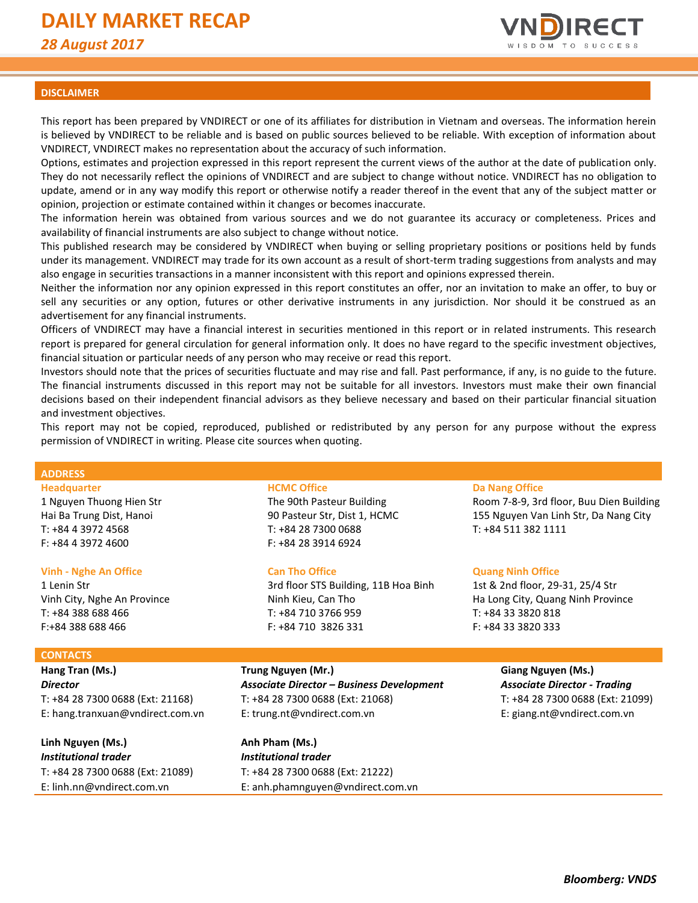# DAILY MARKET RECAP

*28 August 2017*

## DISCLAIMER

This report has been prepared by VNDIRECT or one of its affiliates for distribution in Vietnam and overseas. The information herein is believed by VNDIRECT to be reliable and is based on public sources believed to be reliable. With exception of information about VNDIRECT, VNDIRECT makes no representation about the accuracy of such information.

Options, estimates and projection expressed in this report represent the current views of the author at the date of publication only. They do not necessarily reflect the opinions of VNDIRECT and are subject to change without notice. VNDIRECT has no obligation to update, amend or in any way modify this report or otherwise notify a reader thereof in the event that any of the subject matter or opinion, projection or estimate contained within it changes or becomes inaccurate.

The information herein was obtained from various sources and we do not guarantee its accuracy or completeness. Prices and availability of financial instruments are also subject to change without notice.

This published research may be considered by VNDIRECT when buying or selling proprietary positions or positions held by funds under its management. VNDIRECT may trade for its own account as a result of short-term trading suggestions from analysts and may also engage in securities transactions in a manner inconsistent with this report and opinions expressed therein.

Neither the information nor any opinion expressed in this report constitutes an offer, nor an invitation to make an offer, to buy or sell any securities or any option, futures or other derivative instruments in any jurisdiction. Nor should it be construed as an advertisement for any financial instruments.

Officers of VNDIRECT may have a financial interest in securities mentioned in this report or in related instruments. This research report is prepared for general circulation for general information only. It does no have regard to the specific investment objectives, financial situation or particular needs of any person who may receive or read this report.

Investors should note that the prices of securities fluctuate and may rise and fall. Past performance, if any, is no guide to the future. The financial instruments discussed in this report may not be suitable for all investors. Investors must make their own financial decisions based on their independent financial advisors as they believe necessary and based on their particular financial situation and investment objectives.

This report may not be copied, reproduced, published or redistributed by any person for any purpose without the express permission of VNDIRECT in writing. Please cite sources when quoting.

## ADDRESS

**Headquarter**
1 Nguyen Thuong Hien Str
Hai Ba Trung Dist, Hanoi
T: +84 4 3972 4568
F: +84 4 3972 4600

**HCMC Office**
The 90th Pasteur Building
90 Pasteur Str, Dist 1, HCMC
T: +84 28 7300 0688
F: +84 28 3914 6924

**Da Nang Office**
Room 7-8-9, 3rd floor, Buu Dien Building
155 Nguyen Van Linh Str, Da Nang City
T: +84 511 382 1111

**Vinh - Nghe An Office**
1 Lenin Str
Vinh City, Nghe An Province
T: +84 388 688 466
F:+84 388 688 466

**Can Tho Office**
3rd floor STS Building, 11B Hoa Binh
Ninh Kieu, Can Tho
T: +84 710 3766 959
F: +84 710 3826 331

**Quang Ninh Office**
1st & 2nd floor, 29-31, 25/4 Str
Ha Long City, Quang Ninh Province
T: +84 33 3820 818
F: +84 33 3820 333

## CONTACTS

**Hang Tran (Ms.)**
***Director***
T: +84 28 7300 0688 (Ext: 21168)
E: hang.tranxuan@vndirect.com.vn

**Trung Nguyen (Mr.)**
***Associate Director – Business Development***
T: +84 28 7300 0688 (Ext: 21068)
E: trung.nt@vndirect.com.vn

**Giang Nguyen (Ms.)**
***Associate Director - Trading***
T: +84 28 7300 0688 (Ext: 21099)
E: giang.nt@vndirect.com.vn

**Linh Nguyen (Ms.)**
***Institutional trader***
T: +84 28 7300 0688 (Ext: 21089)
E: linh.nn@vndirect.com.vn

**Anh Pham (Ms.)**
***Institutional trader***
T: +84 28 7300 0688 (Ext: 21222)
E: anh.phamnguyen@vndirect.com.vn

***Bloomberg: VNDS***